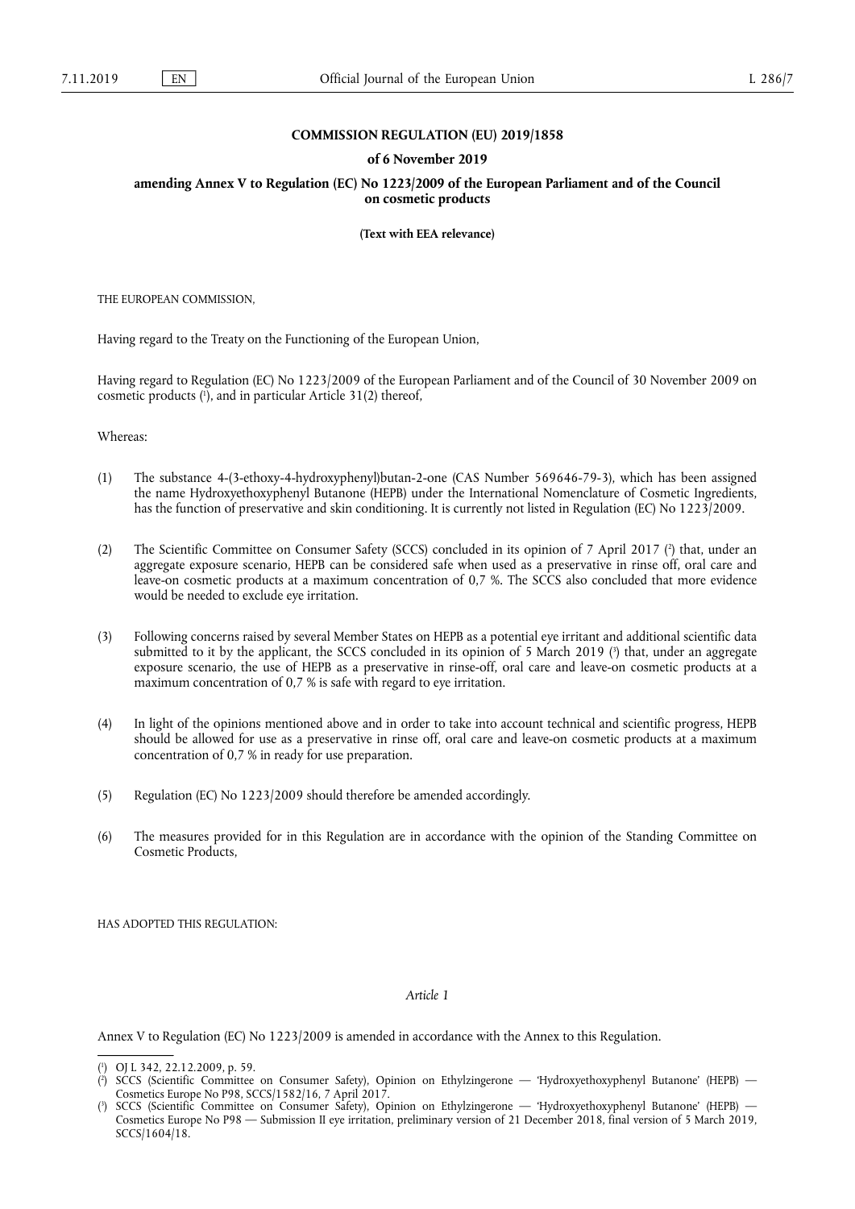# COMMISSION REGULATION (EU) 2019/1858

## of 6 November 2019

## amending Annex V to Regulation (EC) No 1223/2009 of the European Parliament and of the Council on cosmetic products

**(Text with EEA relevance)**

THE EUROPEAN COMMISSION,

Having regard to the Treaty on the Functioning of the European Union,

Having regard to Regulation (EC) No 1223/2009 of the European Parliament and of the Council of 30 November 2009 on cosmetic products [1], and in particular Article 31(2) thereof,

Whereas:

(1) The substance 4-(3-ethoxy-4-hydroxyphenyl)butan-2-one (CAS Number 569646-79-3), which has been assigned the name Hydroxyethoxyphenyl Butanone (HEPB) under the International Nomenclature of Cosmetic Ingredients, has the function of preservative and skin conditioning. It is currently not listed in Regulation (EC) No 1223/2009.

(2) The Scientific Committee on Consumer Safety (SCCS) concluded in its opinion of 7 April 2017 [2] that, under an aggregate exposure scenario, HEPB can be considered safe when used as a preservative in rinse off, oral care and leave-on cosmetic products at a maximum concentration of 0,7 %. The SCCS also concluded that more evidence would be needed to exclude eye irritation.

(3) Following concerns raised by several Member States on HEPB as a potential eye irritant and additional scientific data submitted to it by the applicant, the SCCS concluded in its opinion of 5 March 2019 [3] that, under an aggregate exposure scenario, the use of HEPB as a preservative in rinse-off, oral care and leave-on cosmetic products at a maximum concentration of 0,7 % is safe with regard to eye irritation.

(4) In light of the opinions mentioned above and in order to take into account technical and scientific progress, HEPB should be allowed for use as a preservative in rinse off, oral care and leave-on cosmetic products at a maximum concentration of 0,7 % in ready for use preparation.

(5) Regulation (EC) No 1223/2009 should therefore be amended accordingly.

(6) The measures provided for in this Regulation are in accordance with the opinion of the Standing Committee on Cosmetic Products,

HAS ADOPTED THIS REGULATION:

*Article 1*

Annex V to Regulation (EC) No 1223/2009 is amended in accordance with the Annex to this Regulation.

---

[1] OJ L 342, 22.12.2009, p. 59.

[2] SCCS (Scientific Committee on Consumer Safety), Opinion on Ethylzingerone — 'Hydroxyethoxyphenyl Butanone' (HEPB) — Cosmetics Europe No P98, SCCS/1582/16, 7 April 2017.

[3] SCCS (Scientific Committee on Consumer Safety), Opinion on Ethylzingerone — 'Hydroxyethoxyphenyl Butanone' (HEPB) — Cosmetics Europe No P98 — Submission II eye irritation, preliminary version of 21 December 2018, final version of 5 March 2019, SCCS/1604/18.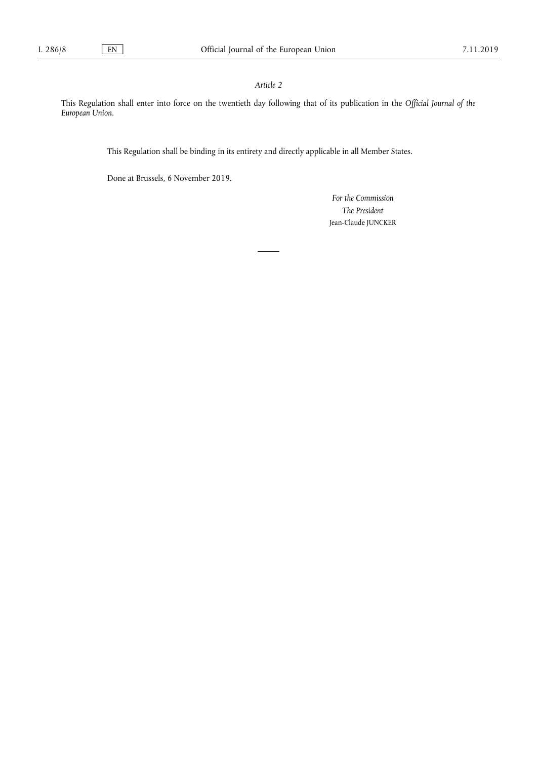*Article 2*

This Regulation shall enter into force on the twentieth day following that of its publication in the *Official Journal of the European Union*.

This Regulation shall be binding in its entirety and directly applicable in all Member States.

Done at Brussels, 6 November 2019.

*For the Commission*

*The President*

Jean-Claude JUNCKER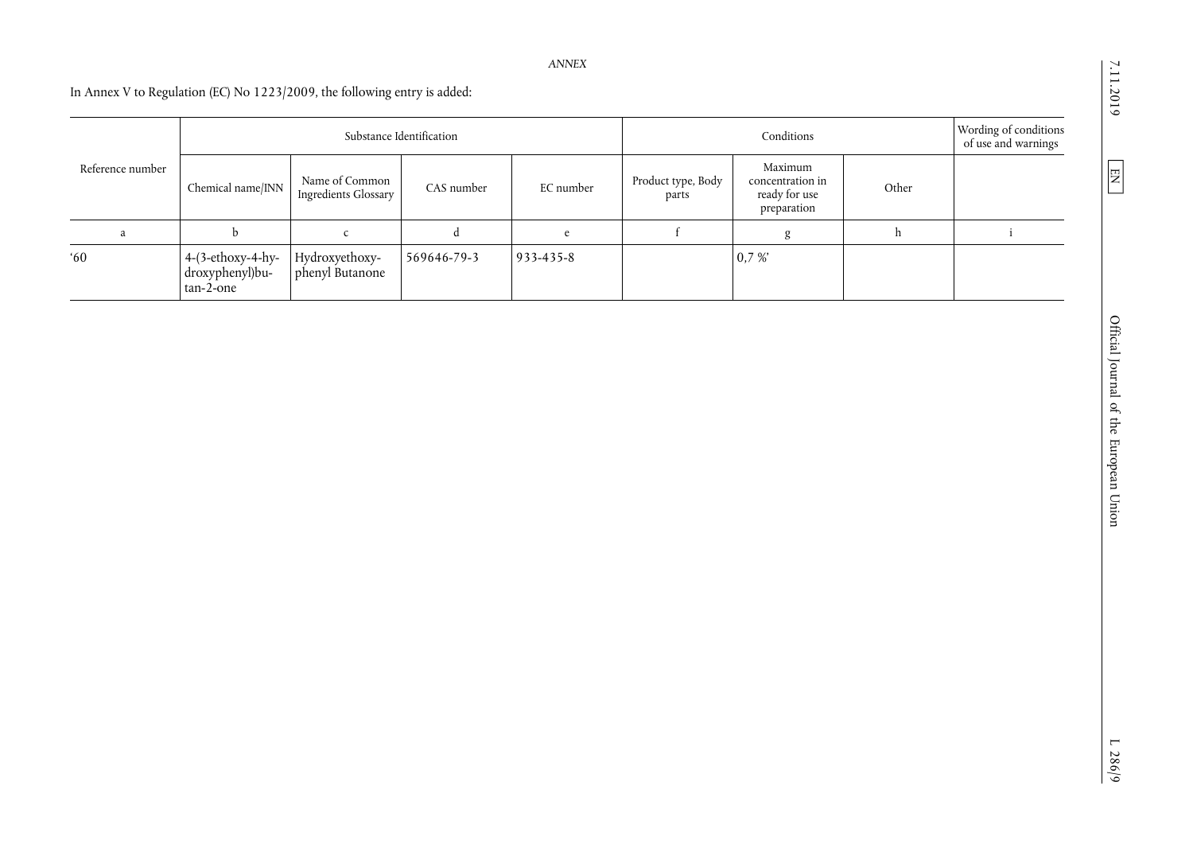*ANNEX*

In Annex V to Regulation (EC) No 1223/2009, the following entry is added:

| Reference number | Substance Identification | | | | Conditions | | | Wording of conditions of use and warnings |
|---|---|---|---|---|---|---|---|---|
| | Chemical name/INN | Name of Common Ingredients Glossary | CAS number | EC number | Product type, Body parts | Maximum concentration in ready for use preparation | Other | |
| a | b | c | d | e | f | g | h | i |
| '60 | 4-(3-ethoxy-4-hydroxyphenyl)butan-2-one | Hydroxyethoxyphenyl Butanone | 569646-79-3 | 933-435-8 | | 0,7 %' | | |